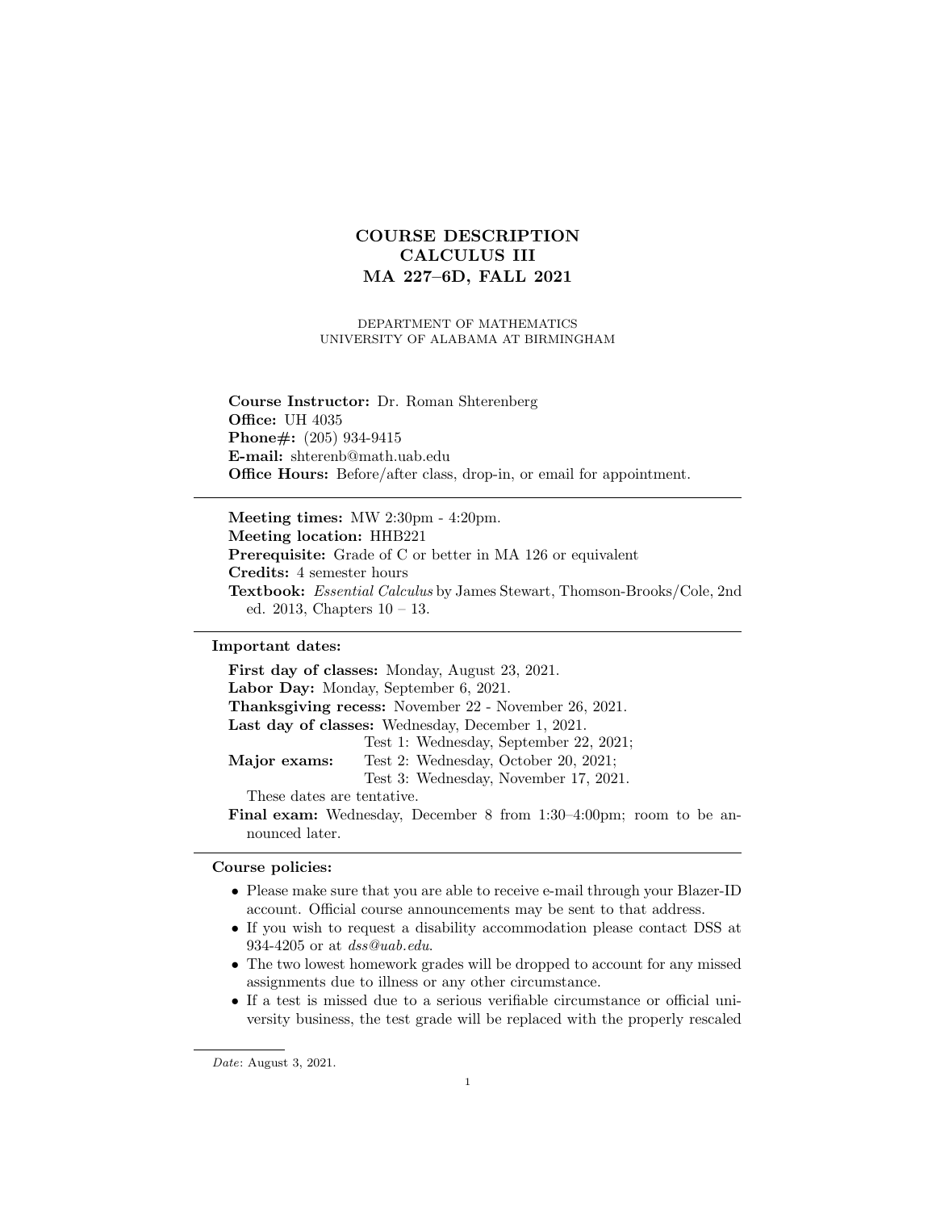# COURSE DESCRIPTION
# CALCULUS III
# MA 227–6D, FALL 2021

DEPARTMENT OF MATHEMATICS
UNIVERSITY OF ALABAMA AT BIRMINGHAM

**Course Instructor:** Dr. Roman Shterenberg
**Office:** UH 4035
**Phone#:** (205) 934-9415
**E-mail:** shterenb@math.uab.edu
**Office Hours:** Before/after class, drop-in, or email for appointment.

---

**Meeting times:** MW 2:30pm - 4:20pm.
**Meeting location:** HHB221
**Prerequisite:** Grade of C or better in MA 126 or equivalent
**Credits:** 4 semester hours
**Textbook:** *Essential Calculus* by James Stewart, Thomson-Brooks/Cole, 2nd ed. 2013, Chapters 10 – 13.

---

**Important dates:**

**First day of classes:** Monday, August 23, 2021.
**Labor Day:** Monday, September 6, 2021.
**Thanksgiving recess:** November 22 - November 26, 2021.
**Last day of classes:** Wednesday, December 1, 2021.
**Major exams:** Test 1: Wednesday, September 22, 2021;
Test 2: Wednesday, October 20, 2021;
Test 3: Wednesday, November 17, 2021.
These dates are tentative.
**Final exam:** Wednesday, December 8 from 1:30–4:00pm; room to be announced later.

---

**Course policies:**

- Please make sure that you are able to receive e-mail through your Blazer-ID account. Official course announcements may be sent to that address.
- If you wish to request a disability accommodation please contact DSS at 934-4205 or at *dss@uab.edu*.
- The two lowest homework grades will be dropped to account for any missed assignments due to illness or any other circumstance.
- If a test is missed due to a serious verifiable circumstance or official university business, the test grade will be replaced with the properly rescaled

*Date*: August 3, 2021.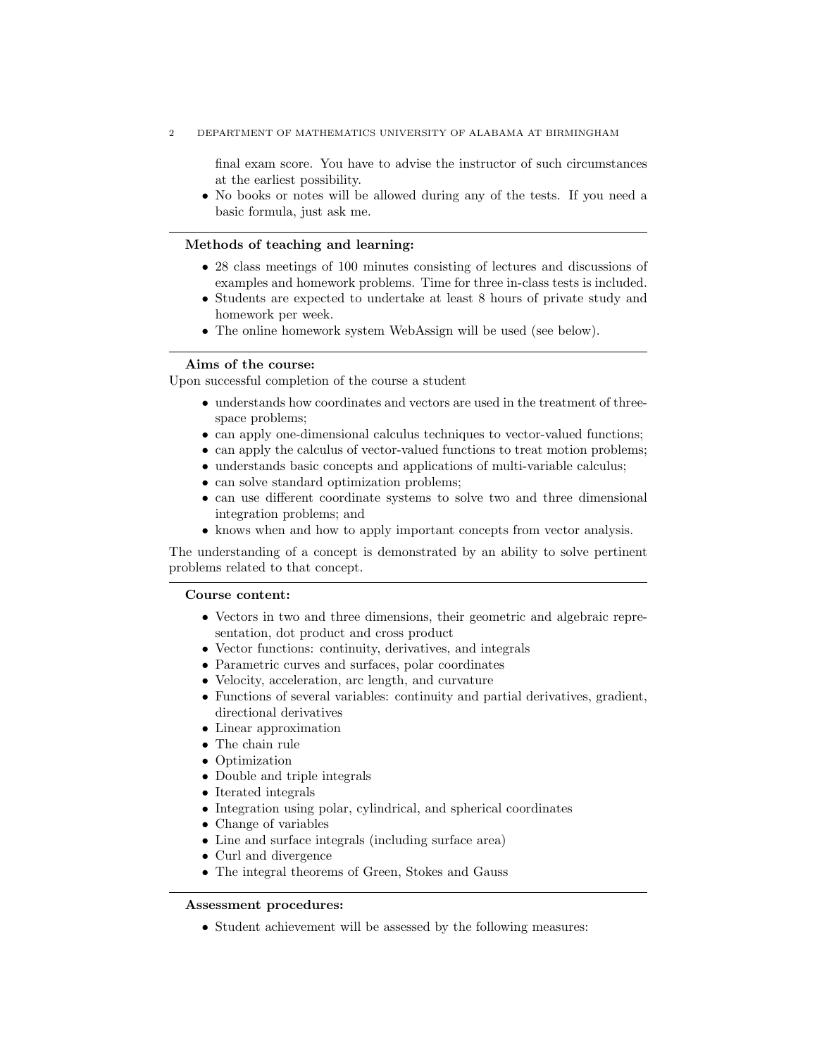final exam score. You have to advise the instructor of such circumstances at the earliest possibility.

- No books or notes will be allowed during any of the tests. If you need a basic formula, just ask me.

---

**Methods of teaching and learning:**

- 28 class meetings of 100 minutes consisting of lectures and discussions of examples and homework problems. Time for three in-class tests is included.
- Students are expected to undertake at least 8 hours of private study and homework per week.
- The online homework system WebAssign will be used (see below).

---

**Aims of the course:**

Upon successful completion of the course a student

- understands how coordinates and vectors are used in the treatment of three-space problems;
- can apply one-dimensional calculus techniques to vector-valued functions;
- can apply the calculus of vector-valued functions to treat motion problems;
- understands basic concepts and applications of multi-variable calculus;
- can solve standard optimization problems;
- can use different coordinate systems to solve two and three dimensional integration problems; and
- knows when and how to apply important concepts from vector analysis.

The understanding of a concept is demonstrated by an ability to solve pertinent problems related to that concept.

---

**Course content:**

- Vectors in two and three dimensions, their geometric and algebraic representation, dot product and cross product
- Vector functions: continuity, derivatives, and integrals
- Parametric curves and surfaces, polar coordinates
- Velocity, acceleration, arc length, and curvature
- Functions of several variables: continuity and partial derivatives, gradient, directional derivatives
- Linear approximation
- The chain rule
- Optimization
- Double and triple integrals
- Iterated integrals
- Integration using polar, cylindrical, and spherical coordinates
- Change of variables
- Line and surface integrals (including surface area)
- Curl and divergence
- The integral theorems of Green, Stokes and Gauss

---

**Assessment procedures:**

- Student achievement will be assessed by the following measures: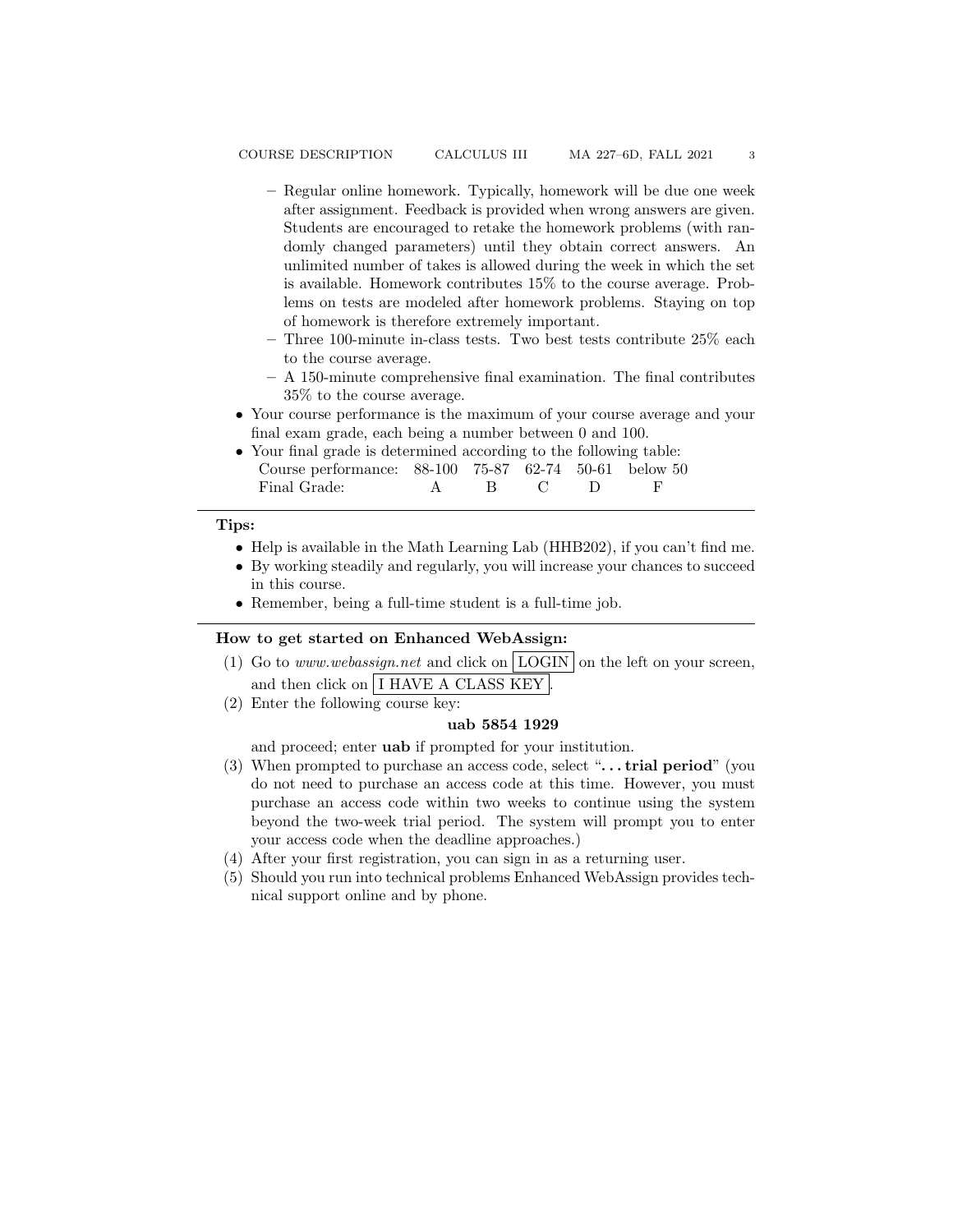- Regular online homework. Typically, homework will be due one week after assignment. Feedback is provided when wrong answers are given. Students are encouraged to retake the homework problems (with randomly changed parameters) until they obtain correct answers. An unlimited number of takes is allowed during the week in which the set is available. Homework contributes 15% to the course average. Problems on tests are modeled after homework problems. Staying on top of homework is therefore extremely important.
  - Three 100-minute in-class tests. Two best tests contribute 25% each to the course average.
  - A 150-minute comprehensive final examination. The final contributes 35% to the course average.
- Your course performance is the maximum of your course average and your final exam grade, each being a number between 0 and 100.
- Your final grade is determined according to the following table:

| Course performance: | 88-100 | 75-87 | 62-74 | 50-61 | below 50 |
|---|---|---|---|---|---|
| Final Grade: | A | B | C | D | F |

---

**Tips:**

- Help is available in the Math Learning Lab (HHB202), if you can't find me.
- By working steadily and regularly, you will increase your chances to succeed in this course.
- Remember, being a full-time student is a full-time job.

---

**How to get started on Enhanced WebAssign:**

(1) Go to *www.webassign.net* and click on LOGIN on the left on your screen, and then click on I HAVE A CLASS KEY.

(2) Enter the following course key:

**uab 5854 1929**

and proceed; enter **uab** if prompted for your institution.

(3) When prompted to purchase an access code, select "**. . . trial period**" (you do not need to purchase an access code at this time. However, you must purchase an access code within two weeks to continue using the system beyond the two-week trial period. The system will prompt you to enter your access code when the deadline approaches.)

(4) After your first registration, you can sign in as a returning user.

(5) Should you run into technical problems Enhanced WebAssign provides technical support online and by phone.